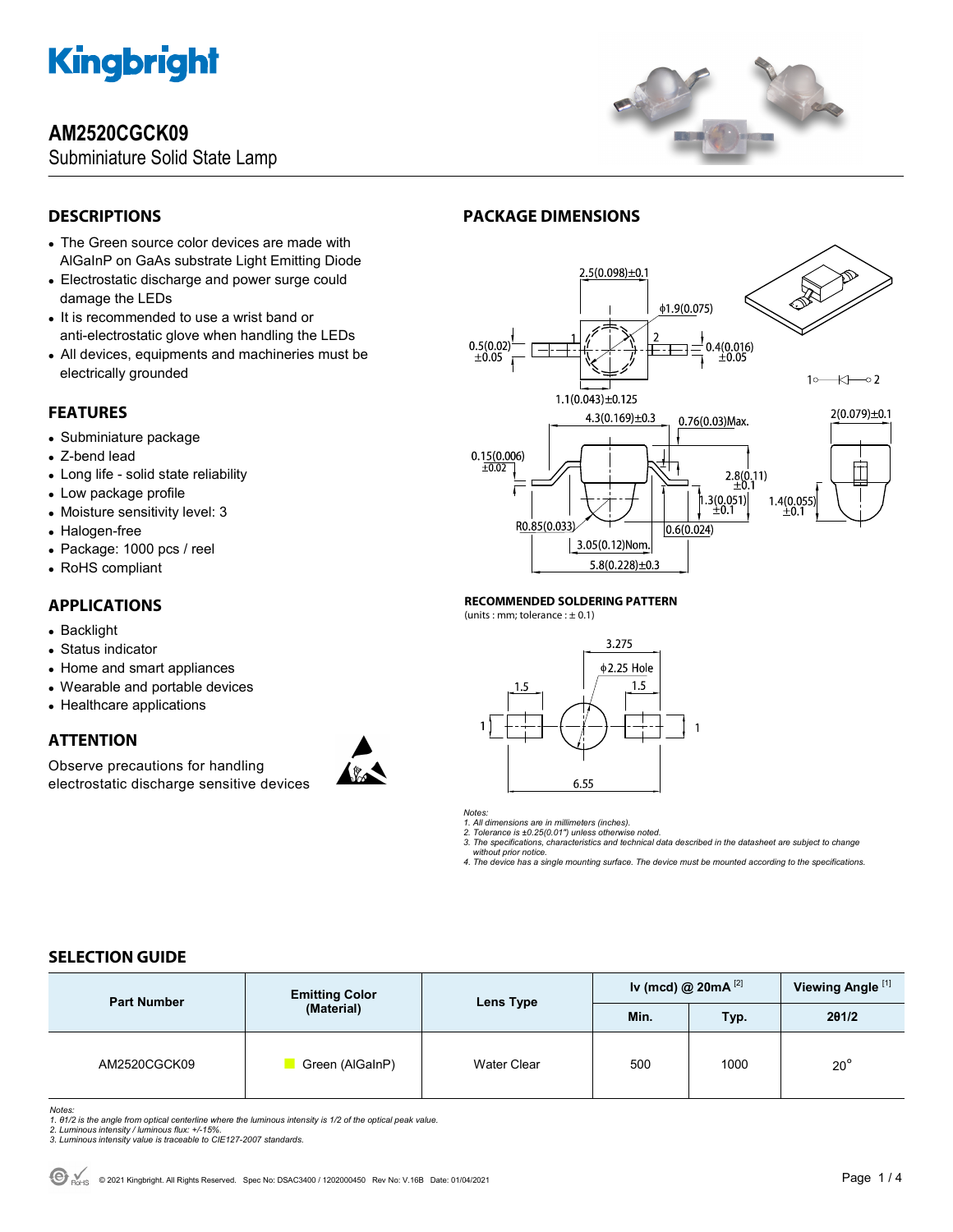# AM2520CGCK09

Subminiature Solid State Lamp

## DESCRIPTIONS

- The Green source color devices are made with AlGaInP on GaAs substrate Light Emitting Diode
- Electrostatic discharge and power surge could damage the LEDs
- It is recommended to use a wrist band or anti-electrostatic glove when handling the LEDs
- All devices, equipments and machineries must be electrically grounded

## FEATURES

- Subminiature package
- Z-bend lead
- Long life - solid state reliability
- Low package profile
- Moisture sensitivity level: 3
- Halogen-free
- Package: 1000 pcs / reel
- RoHS compliant

## APPLICATIONS

- Backlight
- Status indicator
- Home and smart appliances
- Wearable and portable devices
- Healthcare applications

## ATTENTION

Observe precautions for handling electrostatic discharge sensitive devices

## PACKAGE DIMENSIONS

### RECOMMENDED SOLDERING PATTERN

(units : mm; tolerance : ± 0.1)

*Notes:*
*1. All dimensions are in millimeters (inches).*
*2. Tolerance is ±0.25(0.01") unless otherwise noted.*
*3. The specifications, characteristics and technical data described in the datasheet are subject to change without prior notice.*
*4. The device has a single mounting surface. The device must be mounted according to the specifications.*

## SELECTION GUIDE

| Part Number | Emitting Color (Material) | Lens Type | Iv (mcd) @ 20mA [2] | | Viewing Angle [1] |
|---|---|---|---|---|---|
| | | | Min. | Typ. | 2θ1/2 |
| AM2520CGCK09 | Green (AlGaInP) | Water Clear | 500 | 1000 | 20° |

*Notes:*
*1. θ1/2 is the angle from optical centerline where the luminous intensity is 1/2 of the optical peak value.*
*2. Luminous intensity / luminous flux: +/-15%.*
*3. Luminous intensity value is traceable to CIE127-2007 standards.*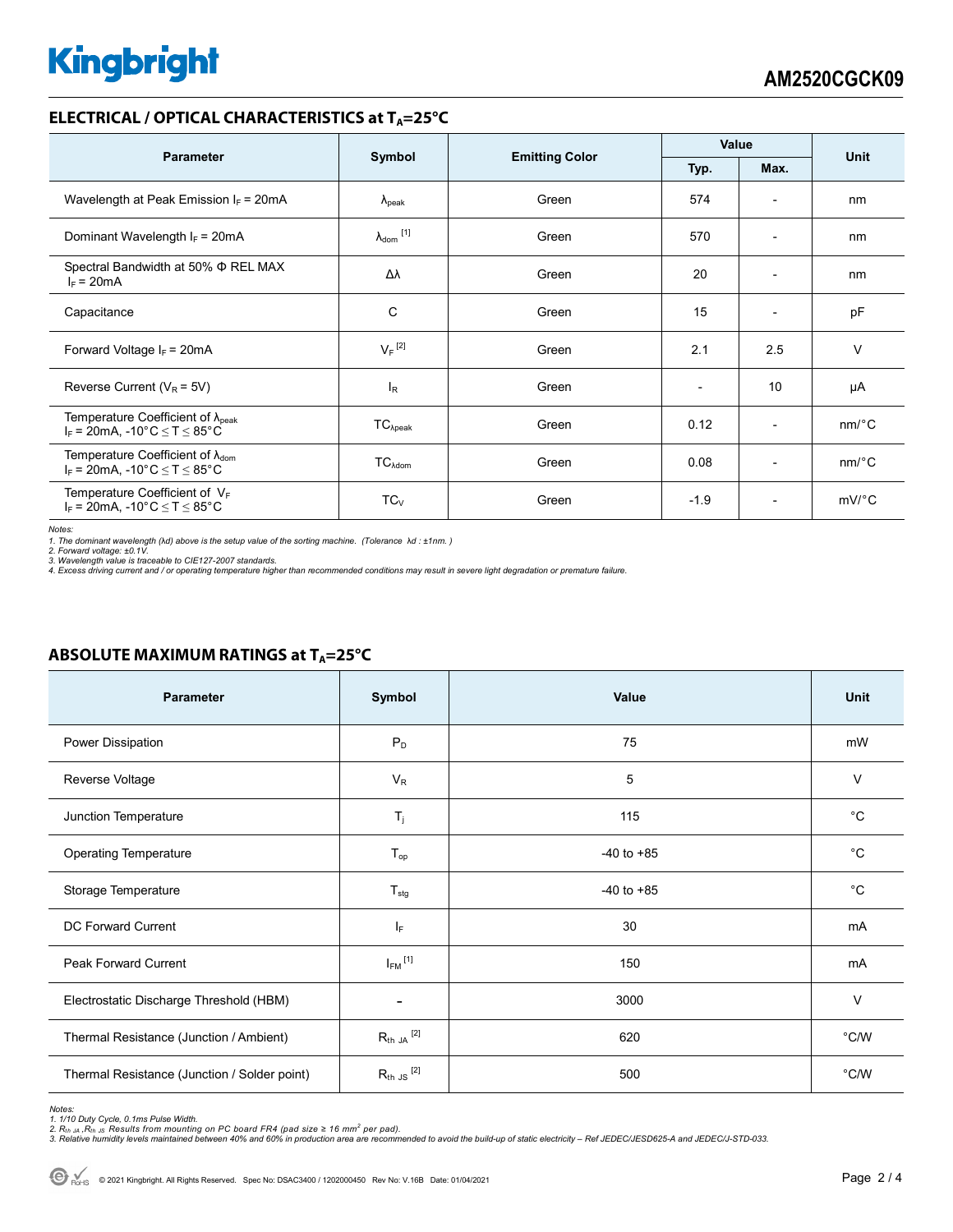## ELECTRICAL / OPTICAL CHARACTERISTICS at $T_A$=25°C

| Parameter | Symbol | Emitting Color | Value | | Unit |
|---|---|---|---|---|---|
| | | | Typ. | Max. | |
| Wavelength at Peak Emission $I_F$ = 20mA | $\lambda_{peak}$ | Green | 574 | - | nm |
| Dominant Wavelength $I_F$ = 20mA | $\lambda_{dom}$ [1] | Green | 570 | - | nm |
| Spectral Bandwidth at 50% Φ REL MAX $I_F$ = 20mA | Δλ | Green | 20 | - | nm |
| Capacitance | C | Green | 15 | - | pF |
| Forward Voltage $I_F$ = 20mA | $V_F$ [2] | Green | 2.1 | 2.5 | V |
| Reverse Current ($V_R$ = 5V) | $I_R$ | Green | - | 10 | μA |
| Temperature Coefficient of $\lambda_{peak}$ $I_F$ = 20mA, -10°C ≤ T ≤ 85°C | $TC_{\lambda peak}$ | Green | 0.12 | - | nm/°C |
| Temperature Coefficient of $\lambda_{dom}$ $I_F$ = 20mA, -10°C ≤ T ≤ 85°C | $TC_{\lambda dom}$ | Green | 0.08 | - | nm/°C |
| Temperature Coefficient of $V_F$ $I_F$ = 20mA, -10°C ≤ T ≤ 85°C | $TC_V$ | Green | -1.9 | - | mV/°C |

*Notes:*
*1. The dominant wavelength (λd) above is the setup value of the sorting machine. (Tolerance λd : ±1nm. )*
*2. Forward voltage: ±0.1V.*
*3. Wavelength value is traceable to CIE127-2007 standards.*
*4. Excess driving current and / or operating temperature higher than recommended conditions may result in severe light degradation or premature failure.*

## ABSOLUTE MAXIMUM RATINGS at $T_A$=25°C

| Parameter | Symbol | Value | Unit |
|---|---|---|---|
| Power Dissipation | $P_D$ | 75 | mW |
| Reverse Voltage | $V_R$ | 5 | V |
| Junction Temperature | $T_j$ | 115 | °C |
| Operating Temperature | $T_{op}$ | -40 to +85 | °C |
| Storage Temperature | $T_{stg}$ | -40 to +85 | °C |
| DC Forward Current | $I_F$ | 30 | mA |
| Peak Forward Current | $I_{FM}$ [1] | 150 | mA |
| Electrostatic Discharge Threshold (HBM) | - | 3000 | V |
| Thermal Resistance (Junction / Ambient) | $R_{th\ JA}$ [2] | 620 | °C/W |
| Thermal Resistance (Junction / Solder point) | $R_{th\ JS}$ [2] | 500 | °C/W |

*Notes:*
*1. 1/10 Duty Cycle, 0.1ms Pulse Width.*
*2. $R_{th\ JA}$ ,$R_{th\ JS}$ Results from mounting on PC board FR4 (pad size ≥ 16 mm$^2$ per pad).*
*3. Relative humidity levels maintained between 40% and 60% in production area are recommended to avoid the build-up of static electricity – Ref JEDEC/JESD625-A and JEDEC/J-STD-033.*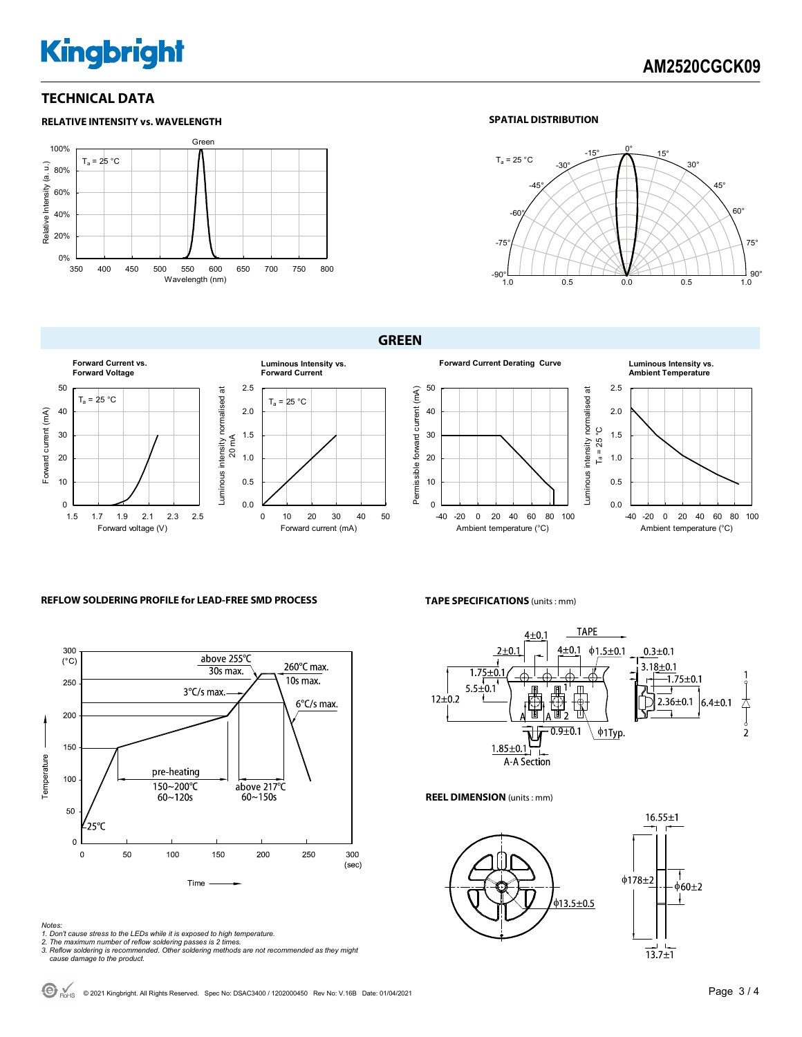## TECHNICAL DATA

### RELATIVE INTENSITY vs. WAVELENGTH

Green

$T_a$ = 25 °C

Relative Intensity (a. u.)

Wavelength (nm)

### SPATIAL DISTRIBUTION

$T_a$ = 25 °C

## GREEN

**Forward Current vs. Forward Voltage**

$T_a$ = 25 °C

Forward current (mA)

Forward voltage (V)

**Luminous Intensity vs. Forward Current**

$T_a$ = 25 °C

Luminous intensity normalised at 20 mA

Forward current (mA)

**Forward Current Derating Curve**

Permissible forward current (mA)

Ambient temperature (°C)

**Luminous Intensity vs. Ambient Temperature**

Luminous intensity normalised at $T_a$ = 25 °C

Ambient temperature (°C)

### REFLOW SOLDERING PROFILE for LEAD-FREE SMD PROCESS

Temperature (°C)

above 255°C 30s max.

260°C max. 10s max.

3°C/s max.

6°C/s max.

pre-heating 150~200°C 60~120s

above 217°C 60~150s

25°C

Time (sec)

*Notes:*
*1. Don't cause stress to the LEDs while it is exposed to high temperature.*
*2. The maximum number of reflow soldering passes is 2 times.*
*3. Reflow soldering is recommended. Other soldering methods are not recommended as they might cause damage to the product.*

### TAPE SPECIFICATIONS (units : mm)

TAPE

4±0.1, 2±0.1, 4±0.1, ϕ1.5±0.1, 0.3±0.1, 3.18±0.1, 1.75±0.1, 1.75±0.1, 5.5±0.1, 12±0.2, 2.36±0.1, 6.4±0.1, 0.9±0.1, ϕ1Typ., 1.85±0.1

A-A Section

### REEL DIMENSION (units : mm)

16.55±1, ϕ178±2, ϕ60±2, ϕ13.5±0.5, 13.7±1

© 2021 Kingbright. All Rights Reserved. Spec No: DSAC3400 / 1202000450 Rev No: V.16B Date: 01/04/2021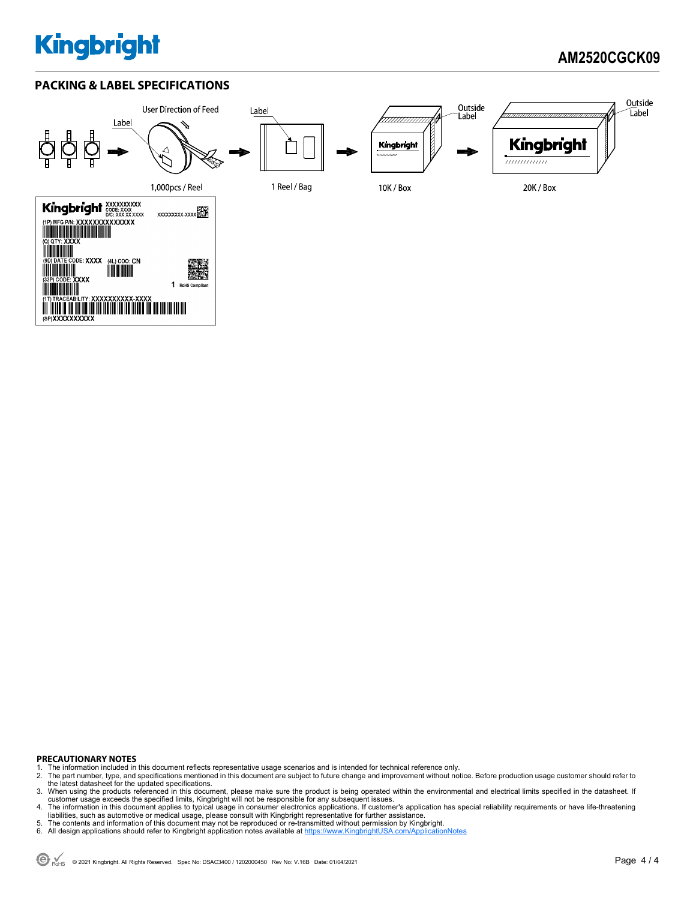## PACKING & LABEL SPECIFICATIONS

User Direction of Feed

Label

Label

Outside Label

Outside Label

1,000pcs / Reel

1 Reel / Bag

10K / Box

20K / Box

Kingbright XXXXXXXXXX CODE: XXXX D/C: XXX XX XXXX XXXXXXXXX-XXXX

(1P) MFG P/N: XXXXXXXXXXXXXX

(Q) QTY: XXXX

(9D) DATE CODE: XXXX (4L) COO: CN

(33P) CODE: XXXX

1 RoHS Compliant

(1T) TRACEABILITY: XXXXXXXXXX-XXXX

(SP)XXXXXXXXXX

### PRECAUTIONARY NOTES

1. The information included in this document reflects representative usage scenarios and is intended for technical reference only.
2. The part number, type, and specifications mentioned in this document are subject to future change and improvement without notice. Before production usage customer should refer to the latest datasheet for the updated specifications.
3. When using the products referenced in this document, please make sure the product is being operated within the environmental and electrical limits specified in the datasheet. If customer usage exceeds the specified limits, Kingbright will not be responsible for any subsequent issues.
4. The information in this document applies to typical usage in consumer electronics applications. If customer's application has special reliability requirements or have life-threatening liabilities, such as automotive or medical usage, please consult with Kingbright representative for further assistance.
5. The contents and information of this document may not be reproduced or re-transmitted without permission by Kingbright.
6. All design applications should refer to Kingbright application notes available at https://www.KingbrightUSA.com/ApplicationNotes